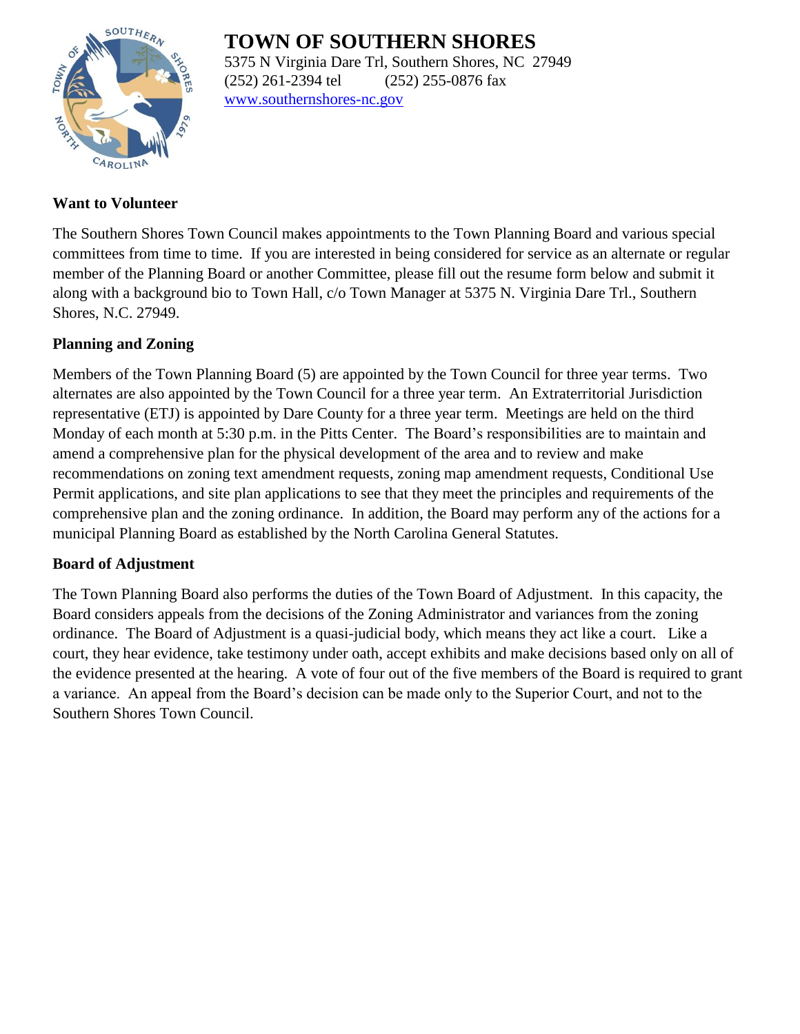# TOWN OF SOUTHERN SHORES

5375 N Virginia Dare Trl, Southern Shores, NC 27949
(252) 261-2394 tel (252) 255-0876 fax
www.southernshores-nc.gov

## Want to Volunteer

The Southern Shores Town Council makes appointments to the Town Planning Board and various special committees from time to time. If you are interested in being considered for service as an alternate or regular member of the Planning Board or another Committee, please fill out the resume form below and submit it along with a background bio to Town Hall, c/o Town Manager at 5375 N. Virginia Dare Trl., Southern Shores, N.C. 27949.

## Planning and Zoning

Members of the Town Planning Board (5) are appointed by the Town Council for three year terms. Two alternates are also appointed by the Town Council for a three year term. An Extraterritorial Jurisdiction representative (ETJ) is appointed by Dare County for a three year term. Meetings are held on the third Monday of each month at 5:30 p.m. in the Pitts Center. The Board's responsibilities are to maintain and amend a comprehensive plan for the physical development of the area and to review and make recommendations on zoning text amendment requests, zoning map amendment requests, Conditional Use Permit applications, and site plan applications to see that they meet the principles and requirements of the comprehensive plan and the zoning ordinance. In addition, the Board may perform any of the actions for a municipal Planning Board as established by the North Carolina General Statutes.

## Board of Adjustment

The Town Planning Board also performs the duties of the Town Board of Adjustment. In this capacity, the Board considers appeals from the decisions of the Zoning Administrator and variances from the zoning ordinance. The Board of Adjustment is a quasi-judicial body, which means they act like a court. Like a court, they hear evidence, take testimony under oath, accept exhibits and make decisions based only on all of the evidence presented at the hearing. A vote of four out of the five members of the Board is required to grant a variance. An appeal from the Board's decision can be made only to the Superior Court, and not to the Southern Shores Town Council.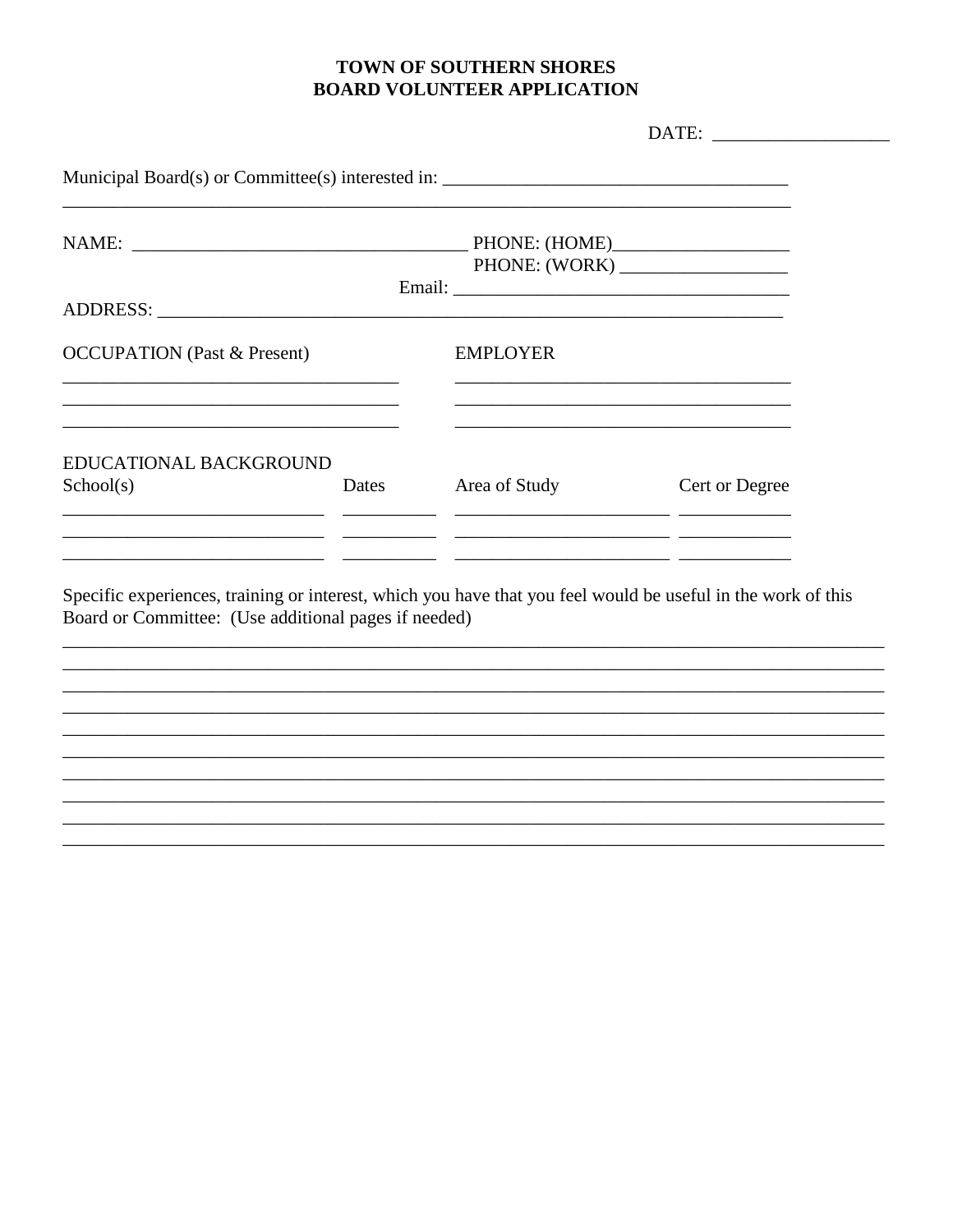**TOWN OF SOUTHERN SHORES**
**BOARD VOLUNTEER APPLICATION**

DATE: ___________________

Municipal Board(s) or Committee(s) interested in: _____________________________________
_______________________________________________________________________________

NAME: ___________________________________ PHONE: (HOME)___________________
PHONE: (WORK) __________________
Email: ____________________________________
ADDRESS: _______________________________________________________________________

| OCCUPATION (Past & Present) | EMPLOYER |
|---|---|
| ____________________________________ | ____________________________________ |
| ____________________________________ | ____________________________________ |
| ____________________________________ | ____________________________________ |

EDUCATIONAL BACKGROUND

| School(s) | Dates | Area of Study | Cert or Degree |
|---|---|---|---|
| ____________________________ | __________ | _______________________ | ____________ |
| ____________________________ | __________ | _______________________ | ____________ |
| ____________________________ | __________ | _______________________ | ____________ |

Specific experiences, training or interest, which you have that you feel would be useful in the work of this Board or Committee: (Use additional pages if needed)

_________________________________________________________________________________________
_________________________________________________________________________________________
_________________________________________________________________________________________
_________________________________________________________________________________________
_________________________________________________________________________________________
_________________________________________________________________________________________
_________________________________________________________________________________________
_________________________________________________________________________________________
_________________________________________________________________________________________
_________________________________________________________________________________________